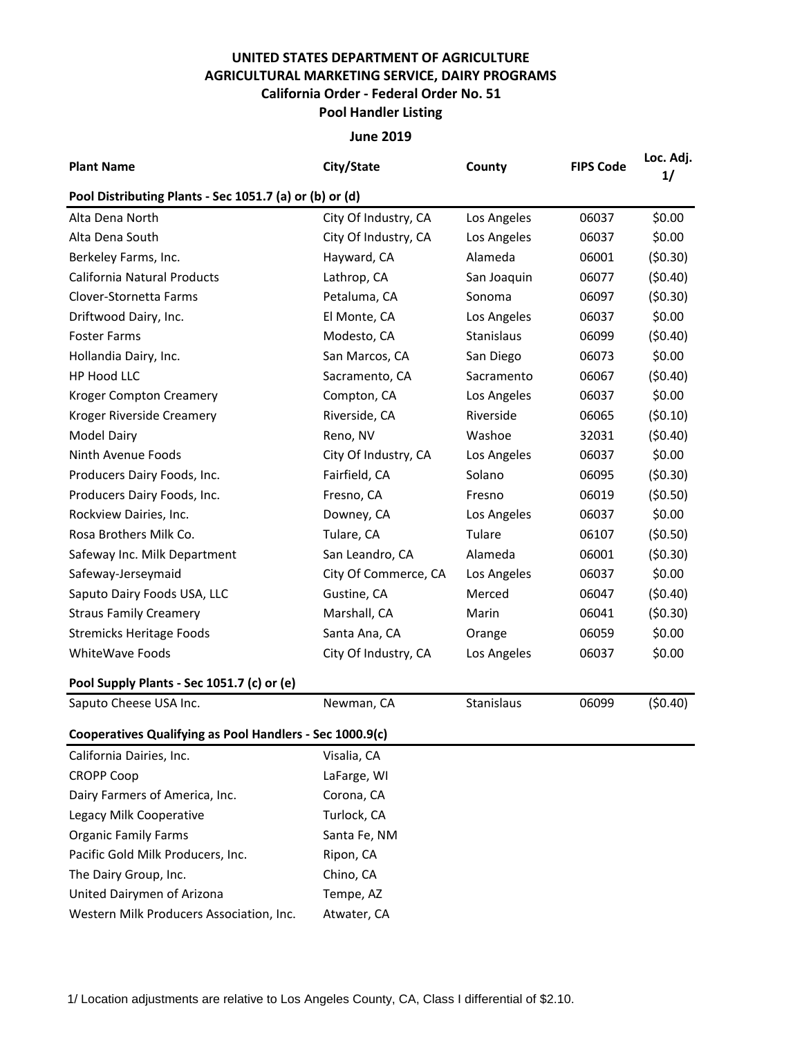# UNITED STATES DEPARTMENT OF AGRICULTURE
## AGRICULTURAL MARKETING SERVICE, DAIRY PROGRAMS
### California Order - Federal Order No. 51
### Pool Handler Listing

**June 2019**

| Plant Name | City/State | County | FIPS Code | Loc. Adj. 1/ |
|---|---|---|---|---|
| **Pool Distributing Plants - Sec 1051.7 (a) or (b) or (d)** | | | | |
| Alta Dena North | City Of Industry, CA | Los Angeles | 06037 | $0.00 |
| Alta Dena South | City Of Industry, CA | Los Angeles | 06037 | $0.00 |
| Berkeley Farms, Inc. | Hayward, CA | Alameda | 06001 | ($0.30) |
| California Natural Products | Lathrop, CA | San Joaquin | 06077 | ($0.40) |
| Clover-Stornetta Farms | Petaluma, CA | Sonoma | 06097 | ($0.30) |
| Driftwood Dairy, Inc. | El Monte, CA | Los Angeles | 06037 | $0.00 |
| Foster Farms | Modesto, CA | Stanislaus | 06099 | ($0.40) |
| Hollandia Dairy, Inc. | San Marcos, CA | San Diego | 06073 | $0.00 |
| HP Hood LLC | Sacramento, CA | Sacramento | 06067 | ($0.40) |
| Kroger Compton Creamery | Compton, CA | Los Angeles | 06037 | $0.00 |
| Kroger Riverside Creamery | Riverside, CA | Riverside | 06065 | ($0.10) |
| Model Dairy | Reno, NV | Washoe | 32031 | ($0.40) |
| Ninth Avenue Foods | City Of Industry, CA | Los Angeles | 06037 | $0.00 |
| Producers Dairy Foods, Inc. | Fairfield, CA | Solano | 06095 | ($0.30) |
| Producers Dairy Foods, Inc. | Fresno, CA | Fresno | 06019 | ($0.50) |
| Rockview Dairies, Inc. | Downey, CA | Los Angeles | 06037 | $0.00 |
| Rosa Brothers Milk Co. | Tulare, CA | Tulare | 06107 | ($0.50) |
| Safeway Inc. Milk Department | San Leandro, CA | Alameda | 06001 | ($0.30) |
| Safeway-Jerseymaid | City Of Commerce, CA | Los Angeles | 06037 | $0.00 |
| Saputo Dairy Foods USA, LLC | Gustine, CA | Merced | 06047 | ($0.40) |
| Straus Family Creamery | Marshall, CA | Marin | 06041 | ($0.30) |
| Stremicks Heritage Foods | Santa Ana, CA | Orange | 06059 | $0.00 |
| WhiteWave Foods | City Of Industry, CA | Los Angeles | 06037 | $0.00 |
| **Pool Supply Plants - Sec 1051.7 (c) or (e)** | | | | |
| Saputo Cheese USA Inc. | Newman, CA | Stanislaus | 06099 | ($0.40) |
| **Cooperatives Qualifying as Pool Handlers - Sec 1000.9(c)** | | | | |
| California Dairies, Inc. | Visalia, CA | | | |
| CROPP Coop | LaFarge, WI | | | |
| Dairy Farmers of America, Inc. | Corona, CA | | | |
| Legacy Milk Cooperative | Turlock, CA | | | |
| Organic Family Farms | Santa Fe, NM | | | |
| Pacific Gold Milk Producers, Inc. | Ripon, CA | | | |
| The Dairy Group, Inc. | Chino, CA | | | |
| United Dairymen of Arizona | Tempe, AZ | | | |
| Western Milk Producers Association, Inc. | Atwater, CA | | | |

1/ Location adjustments are relative to Los Angeles County, CA, Class I differential of $2.10.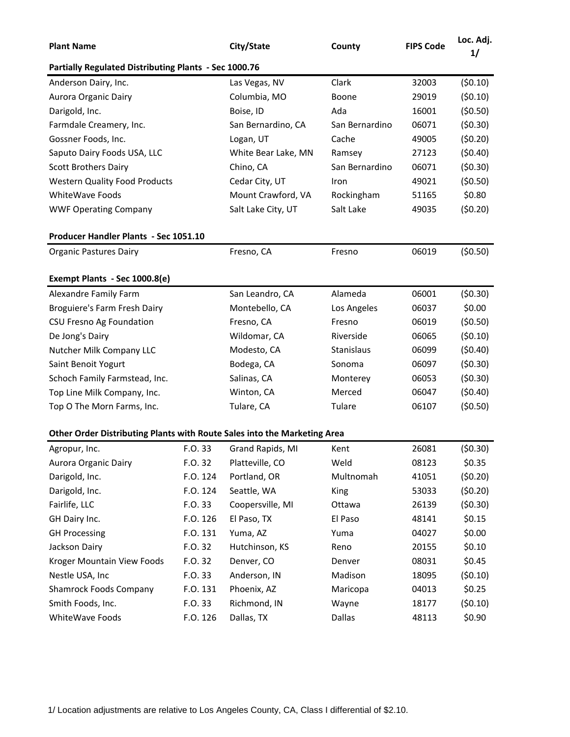| Plant Name | | City/State | County | FIPS Code | Loc. Adj. 1/ |
|---|---|---|---|---|---|
| **Partially Regulated Distributing Plants - Sec 1000.76** | | | | | |
| Anderson Dairy, Inc. | | Las Vegas, NV | Clark | 32003 | ($0.10) |
| Aurora Organic Dairy | | Columbia, MO | Boone | 29019 | ($0.10) |
| Darigold, Inc. | | Boise, ID | Ada | 16001 | ($0.50) |
| Farmdale Creamery, Inc. | | San Bernardino, CA | San Bernardino | 06071 | ($0.30) |
| Gossner Foods, Inc. | | Logan, UT | Cache | 49005 | ($0.20) |
| Saputo Dairy Foods USA, LLC | | White Bear Lake, MN | Ramsey | 27123 | ($0.40) |
| Scott Brothers Dairy | | Chino, CA | San Bernardino | 06071 | ($0.30) |
| Western Quality Food Products | | Cedar City, UT | Iron | 49021 | ($0.50) |
| WhiteWave Foods | | Mount Crawford, VA | Rockingham | 51165 | $0.80 |
| WWF Operating Company | | Salt Lake City, UT | Salt Lake | 49035 | ($0.20) |
| **Producer Handler Plants - Sec 1051.10** | | | | | |
| Organic Pastures Dairy | | Fresno, CA | Fresno | 06019 | ($0.50) |
| **Exempt Plants - Sec 1000.8(e)** | | | | | |
| Alexandre Family Farm | | San Leandro, CA | Alameda | 06001 | ($0.30) |
| Broguiere's Farm Fresh Dairy | | Montebello, CA | Los Angeles | 06037 | $0.00 |
| CSU Fresno Ag Foundation | | Fresno, CA | Fresno | 06019 | ($0.50) |
| De Jong's Dairy | | Wildomar, CA | Riverside | 06065 | ($0.10) |
| Nutcher Milk Company LLC | | Modesto, CA | Stanislaus | 06099 | ($0.40) |
| Saint Benoit Yogurt | | Bodega, CA | Sonoma | 06097 | ($0.30) |
| Schoch Family Farmstead, Inc. | | Salinas, CA | Monterey | 06053 | ($0.30) |
| Top Line Milk Company, Inc. | | Winton, CA | Merced | 06047 | ($0.40) |
| Top O The Morn Farms, Inc. | | Tulare, CA | Tulare | 06107 | ($0.50) |
| **Other Order Distributing Plants with Route Sales into the Marketing Area** | | | | | |
| Agropur, Inc. | F.O. 33 | Grand Rapids, MI | Kent | 26081 | ($0.30) |
| Aurora Organic Dairy | F.O. 32 | Platteville, CO | Weld | 08123 | $0.35 |
| Darigold, Inc. | F.O. 124 | Portland, OR | Multnomah | 41051 | ($0.20) |
| Darigold, Inc. | F.O. 124 | Seattle, WA | King | 53033 | ($0.20) |
| Fairlife, LLC | F.O. 33 | Coopersville, MI | Ottawa | 26139 | ($0.30) |
| GH Dairy Inc. | F.O. 126 | El Paso, TX | El Paso | 48141 | $0.15 |
| GH Processing | F.O. 131 | Yuma, AZ | Yuma | 04027 | $0.00 |
| Jackson Dairy | F.O. 32 | Hutchinson, KS | Reno | 20155 | $0.10 |
| Kroger Mountain View Foods | F.O. 32 | Denver, CO | Denver | 08031 | $0.45 |
| Nestle USA, Inc | F.O. 33 | Anderson, IN | Madison | 18095 | ($0.10) |
| Shamrock Foods Company | F.O. 131 | Phoenix, AZ | Maricopa | 04013 | $0.25 |
| Smith Foods, Inc. | F.O. 33 | Richmond, IN | Wayne | 18177 | ($0.10) |
| WhiteWave Foods | F.O. 126 | Dallas, TX | Dallas | 48113 | $0.90 |

1/ Location adjustments are relative to Los Angeles County, CA, Class I differential of $2.10.